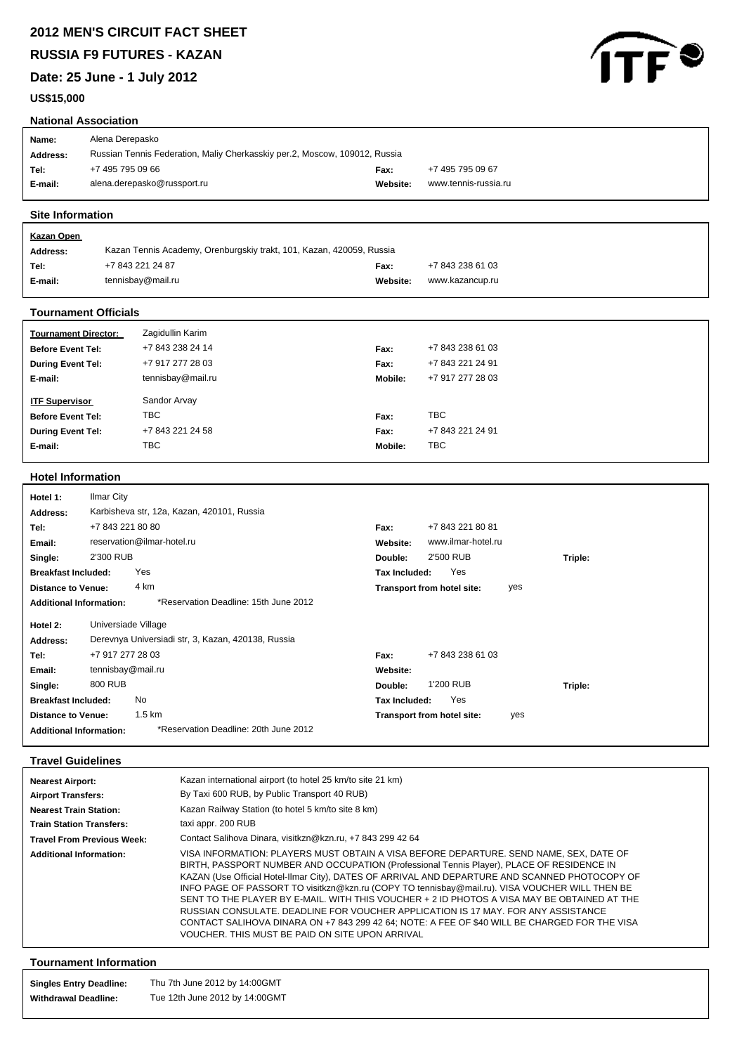# 2012 MEN'S CIRCUIT FACT SHEET

# RUSSIA F9 FUTURES - KAZAN

## Date: 25 June - 1 July 2012

**US$15,000**

### National Association

| | | | |
|---|---|---|---|
| **Name:** | Alena Derepasko | | |
| **Address:** | Russian Tennis Federation, Maliy Cherkasskiy per.2, Moscow, 109012, Russia | | |
| **Tel:** | +7 495 795 09 66 | **Fax:** | +7 495 795 09 67 |
| **E-mail:** | alena.derepasko@russport.ru | **Website:** | www.tennis-russia.ru |

### Site Information

**Kazan Open**

| | | | |
|---|---|---|---|
| **Address:** | Kazan Tennis Academy, Orenburgskiy trakt, 101, Kazan, 420059, Russia | | |
| **Tel:** | +7 843 221 24 87 | **Fax:** | +7 843 238 61 03 |
| **E-mail:** | tennisbay@mail.ru | **Website:** | www.kazancup.ru |

### Tournament Officials

| | | | |
|---|---|---|---|
| **Tournament Director:** | Zagidullin Karim | | |
| **Before Event Tel:** | +7 843 238 24 14 | **Fax:** | +7 843 238 61 03 |
| **During Event Tel:** | +7 917 277 28 03 | **Fax:** | +7 843 221 24 91 |
| **E-mail:** | tennisbay@mail.ru | **Mobile:** | +7 917 277 28 03 |
| **ITF Supervisor** | Sandor Arvay | | |
| **Before Event Tel:** | TBC | **Fax:** | TBC |
| **During Event Tel:** | +7 843 221 24 58 | **Fax:** | +7 843 221 24 91 |
| **E-mail:** | TBC | **Mobile:** | TBC |

### Hotel Information

| | | | | | |
|---|---|---|---|---|---|
| **Hotel 1:** | Ilmar City | | | | |
| **Address:** | Karbisheva str, 12a, Kazan, 420101, Russia | | | | |
| **Tel:** | +7 843 221 80 80 | **Fax:** | +7 843 221 80 81 | | |
| **Email:** | reservation@ilmar-hotel.ru | **Website:** | www.ilmar-hotel.ru | | |
| **Single:** | 2'300 RUB | **Double:** | 2'500 RUB | **Triple:** | |
| **Breakfast Included:** | Yes | **Tax Included:** | Yes | | |
| **Distance to Venue:** | 4 km | **Transport from hotel site:** | yes | | |
| **Additional Information:** | *Reservation Deadline: 15th June 2012 | | | | |
| **Hotel 2:** | Universiade Village | | | | |
| **Address:** | Derevnya Universiadi str, 3, Kazan, 420138, Russia | | | | |
| **Tel:** | +7 917 277 28 03 | **Fax:** | +7 843 238 61 03 | | |
| **Email:** | tennisbay@mail.ru | **Website:** | | | |
| **Single:** | 800 RUB | **Double:** | 1'200 RUB | **Triple:** | |
| **Breakfast Included:** | No | **Tax Included:** | Yes | | |
| **Distance to Venue:** | 1.5 km | **Transport from hotel site:** | yes | | |
| **Additional Information:** | *Reservation Deadline: 20th June 2012 | | | | |

### Travel Guidelines

| | |
|---|---|
| **Nearest Airport:** | Kazan international airport (to hotel 25 km/to site 21 km) |
| **Airport Transfers:** | By Taxi 600 RUB, by Public Transport 40 RUB) |
| **Nearest Train Station:** | Kazan Railway Station (to hotel 5 km/to site 8 km) |
| **Train Station Transfers:** | taxi appr. 200 RUB |
| **Travel From Previous Week:** | Contact Salihova Dinara, visitkzn@kzn.ru, +7 843 299 42 64 |
| **Additional Information:** | VISA INFORMATION: PLAYERS MUST OBTAIN A VISA BEFORE DEPARTURE. SEND NAME, SEX, DATE OF BIRTH, PASSPORT NUMBER AND OCCUPATION (Professional Tennis Player), PLACE OF RESIDENCE IN KAZAN (Use Official Hotel-Ilmar City), DATES OF ARRIVAL AND DEPARTURE AND SCANNED PHOTOCOPY OF INFO PAGE OF PASSORT TO visitkzn@kzn.ru (COPY TO tennisbay@mail.ru). VISA VOUCHER WILL THEN BE SENT TO THE PLAYER BY E-MAIL. WITH THIS VOUCHER + 2 ID PHOTOS A VISA MAY BE OBTAINED AT THE RUSSIAN CONSULATE. DEADLINE FOR VOUCHER APPLICATION IS 17 MAY. FOR ANY ASSISTANCE CONTACT SALIHOVA DINARA ON +7 843 299 42 64; NOTE: A FEE OF $40 WILL BE CHARGED FOR THE VISA VOUCHER. THIS MUST BE PAID ON SITE UPON ARRIVAL |

### Tournament Information

| | |
|---|---|
| **Singles Entry Deadline:** | Thu 7th June 2012 by 14:00GMT |
| **Withdrawal Deadline:** | Tue 12th June 2012 by 14:00GMT |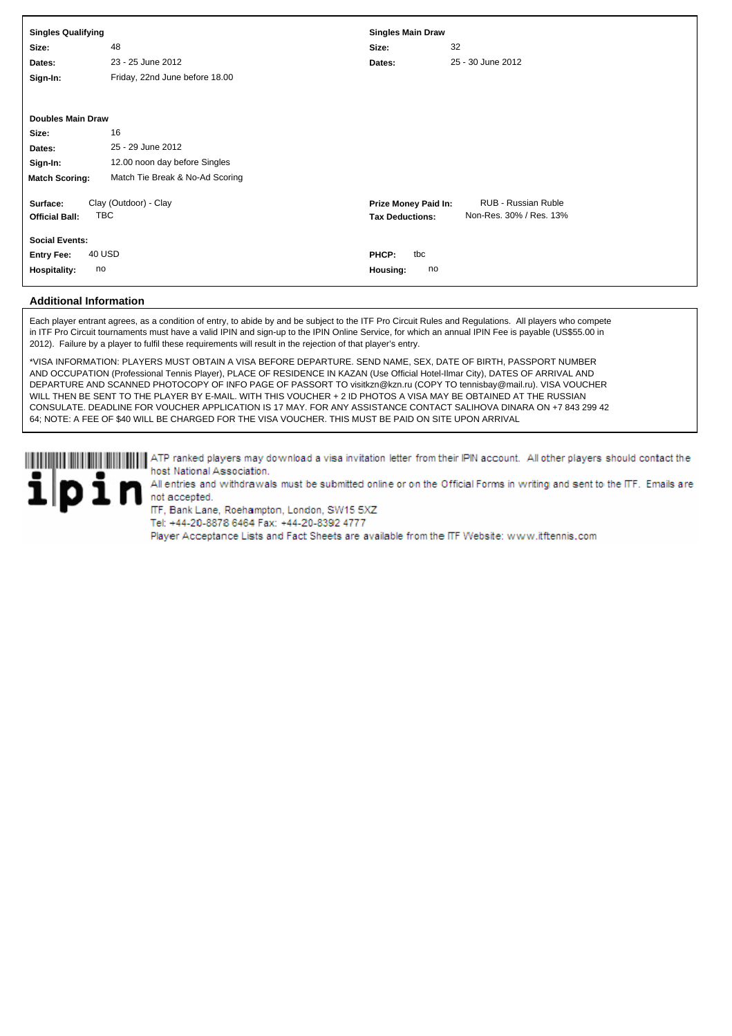| | | | |
|---|---|---|---|
| **Singles Qualifying** | | **Singles Main Draw** | |
| **Size:** | 48 | **Size:** | 32 |
| **Dates:** | 23 - 25 June 2012 | **Dates:** | 25 - 30 June 2012 |
| **Sign-In:** | Friday, 22nd June before 18.00 | | |

| | |
|---|---|
| **Doubles Main Draw** | |
| **Size:** | 16 |
| **Dates:** | 25 - 29 June 2012 |
| **Sign-In:** | 12.00 noon day before Singles |
| **Match Scoring:** | Match Tie Break & No-Ad Scoring |

| | | | |
|---|---|---|---|
| **Surface:** | Clay (Outdoor) - Clay | **Prize Money Paid In:** | RUB - Russian Ruble |
| **Official Ball:** | TBC | **Tax Deductions:** | Non-Res. 30% / Res. 13% |

| | | | |
|---|---|---|---|
| **Social Events:** | | | |
| **Entry Fee:** | 40 USD | **PHCP:** | tbc |
| **Hospitality:** | no | **Housing:** | no |

## Additional Information

Each player entrant agrees, as a condition of entry, to abide by and be subject to the ITF Pro Circuit Rules and Regulations. All players who compete in ITF Pro Circuit tournaments must have a valid IPIN and sign-up to the IPIN Online Service, for which an annual IPIN Fee is payable (US$55.00 in 2012). Failure by a player to fulfil these requirements will result in the rejection of that player's entry.

*VISA INFORMATION: PLAYERS MUST OBTAIN A VISA BEFORE DEPARTURE. SEND NAME, SEX, DATE OF BIRTH, PASSPORT NUMBER AND OCCUPATION (Professional Tennis Player), PLACE OF RESIDENCE IN KAZAN (Use Official Hotel-Ilmar City), DATES OF ARRIVAL AND DEPARTURE AND SCANNED PHOTOCOPY OF INFO PAGE OF PASSORT TO visitkzn@kzn.ru (COPY TO tennisbay@mail.ru). VISA VOUCHER WILL THEN BE SENT TO THE PLAYER BY E-MAIL. WITH THIS VOUCHER + 2 ID PHOTOS A VISA MAY BE OBTAINED AT THE RUSSIAN CONSULATE. DEADLINE FOR VOUCHER APPLICATION IS 17 MAY. FOR ANY ASSISTANCE CONTACT SALIHOVA DINARA ON +7 843 299 42 64; NOTE: A FEE OF $40 WILL BE CHARGED FOR THE VISA VOUCHER. THIS MUST BE PAID ON SITE UPON ARRIVAL

ipin

ATP ranked players may download a visa invitation letter from their IPIN account. All other players should contact the host National Association.

All entries and withdrawals must be submitted online or on the Official Forms in writing and sent to the ITF. Emails are not accepted.

ITF, Bank Lane, Roehampton, London, SW15 5XZ

Tel: +44-20-8878 6464 Fax: +44-20-8392 4777

Player Acceptance Lists and Fact Sheets are available from the ITF Website: www.itftennis.com